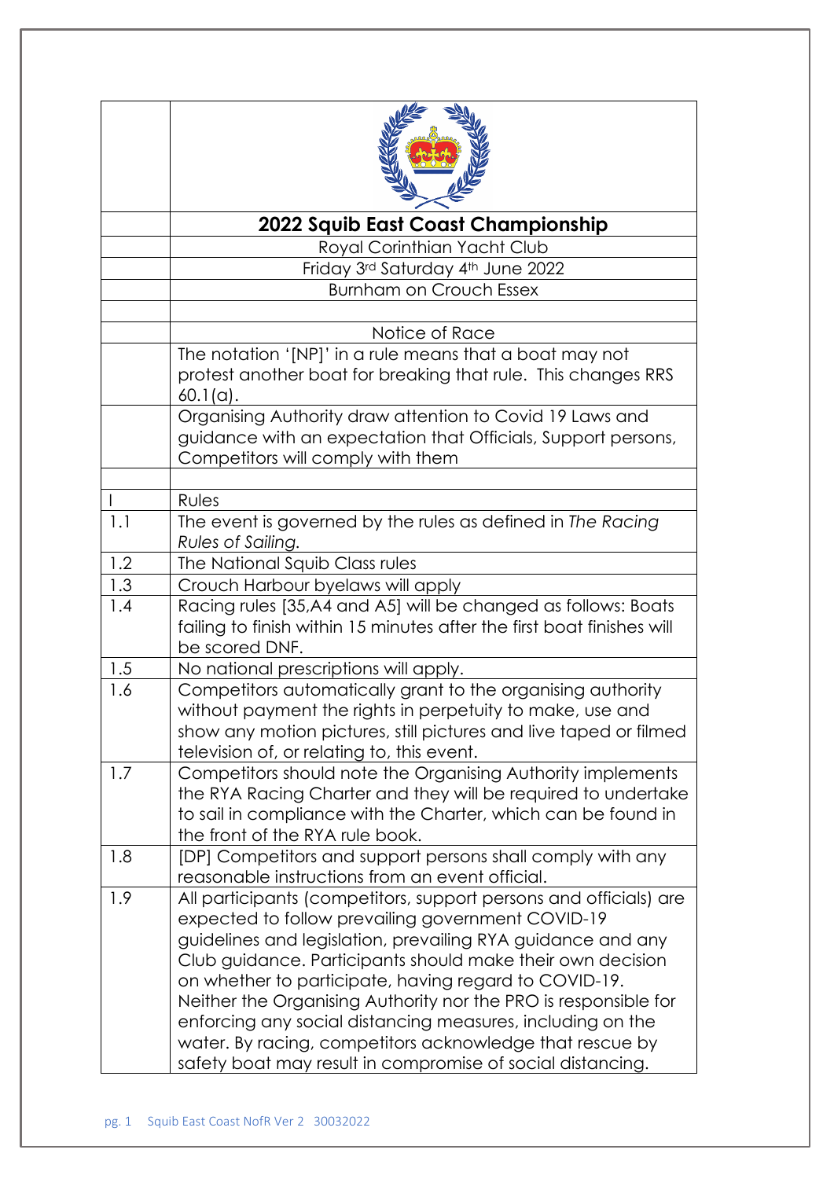# 2022 Squib East Coast Championship

Royal Corinthian Yacht Club

Friday 3rd Saturday 4th June 2022

Burnham on Crouch Essex

## Notice of Race

The notation '[NP]' in a rule means that a boat may not protest another boat for breaking that rule. This changes RRS 60.1(a).

Organising Authority draw attention to Covid 19 Laws and guidance with an expectation that Officials, Support persons, Competitors will comply with them

| | |
|---|---|
| I | Rules |
| 1.1 | The event is governed by the rules as defined in *The Racing Rules of Sailing.* |
| 1.2 | The National Squib Class rules |
| 1.3 | Crouch Harbour byelaws will apply |
| 1.4 | Racing rules [35,A4 and A5] will be changed as follows: Boats failing to finish within 15 minutes after the first boat finishes will be scored DNF. |
| 1.5 | No national prescriptions will apply. |
| 1.6 | Competitors automatically grant to the organising authority without payment the rights in perpetuity to make, use and show any motion pictures, still pictures and live taped or filmed television of, or relating to, this event. |
| 1.7 | Competitors should note the Organising Authority implements the RYA Racing Charter and they will be required to undertake to sail in compliance with the Charter, which can be found in the front of the RYA rule book. |
| 1.8 | [DP] Competitors and support persons shall comply with any reasonable instructions from an event official. |
| 1.9 | All participants (competitors, support persons and officials) are expected to follow prevailing government COVID-19 guidelines and legislation, prevailing RYA guidance and any Club guidance. Participants should make their own decision on whether to participate, having regard to COVID-19. Neither the Organising Authority nor the PRO is responsible for enforcing any social distancing measures, including on the water. By racing, competitors acknowledge that rescue by safety boat may result in compromise of social distancing. |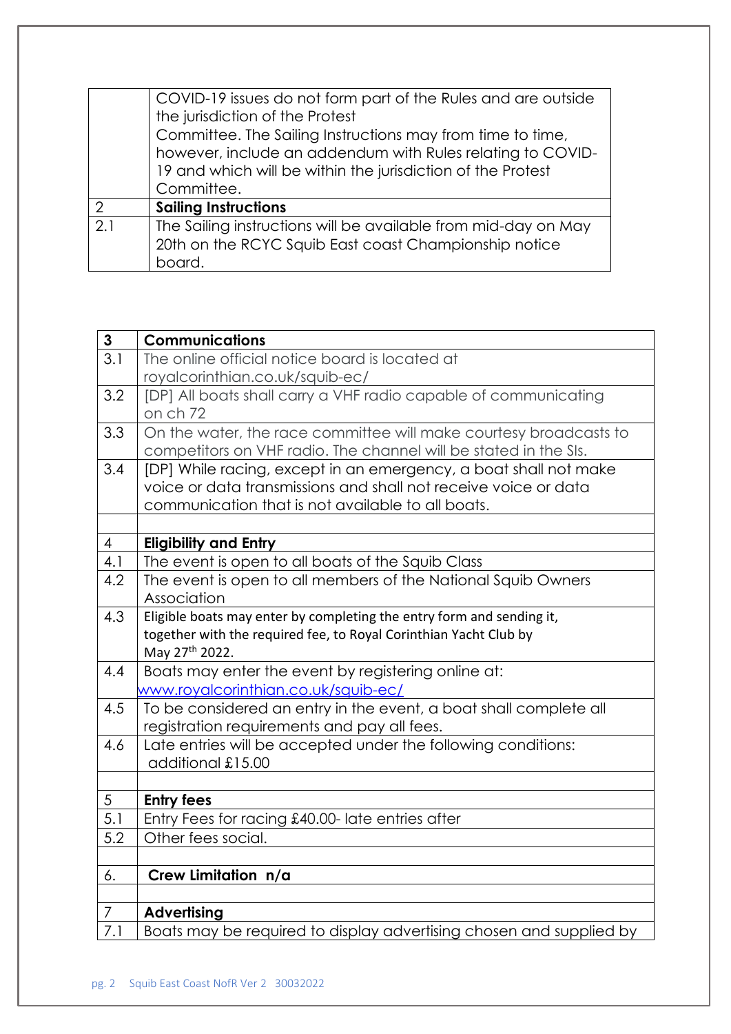|  | COVID-19 issues do not form part of the Rules and are outside the jurisdiction of the Protest Committee. The Sailing Instructions may from time to time, however, include an addendum with Rules relating to COVID-19 and which will be within the jurisdiction of the Protest Committee. |
|---|---|
| 2 | **Sailing Instructions** |
| 2.1 | The Sailing instructions will be available from mid-day on May 20th on the RCYC Squib East coast Championship notice board. |

| 3 | **Communications** |
|---|---|
| 3.1 | The online official notice board is located at royalcorinthian.co.uk/squib-ec/ |
| 3.2 | [DP] All boats shall carry a VHF radio capable of communicating on ch 72 |
| 3.3 | On the water, the race committee will make courtesy broadcasts to competitors on VHF radio. The channel will be stated in the SIs. |
| 3.4 | [DP] While racing, except in an emergency, a boat shall not make voice or data transmissions and shall not receive voice or data communication that is not available to all boats. |
|  |  |
| 4 | **Eligibility and Entry** |
| 4.1 | The event is open to all boats of the Squib Class |
| 4.2 | The event is open to all members of the National Squib Owners Association |
| 4.3 | Eligible boats may enter by completing the entry form and sending it, together with the required fee, to Royal Corinthian Yacht Club by May 27th 2022. |
| 4.4 | Boats may enter the event by registering online at: www.royalcorinthian.co.uk/squib-ec/ |
| 4.5 | To be considered an entry in the event, a boat shall complete all registration requirements and pay all fees. |
| 4.6 | Late entries will be accepted under the following conditions: additional £15.00 |
|  |  |
| 5 | **Entry fees** |
| 5.1 | Entry Fees for racing £40.00- late entries after |
| 5.2 | Other fees social. |
|  |  |
| 6. | **Crew Limitation n/a** |
|  |  |
| 7 | **Advertising** |
| 7.1 | Boats may be required to display advertising chosen and supplied by |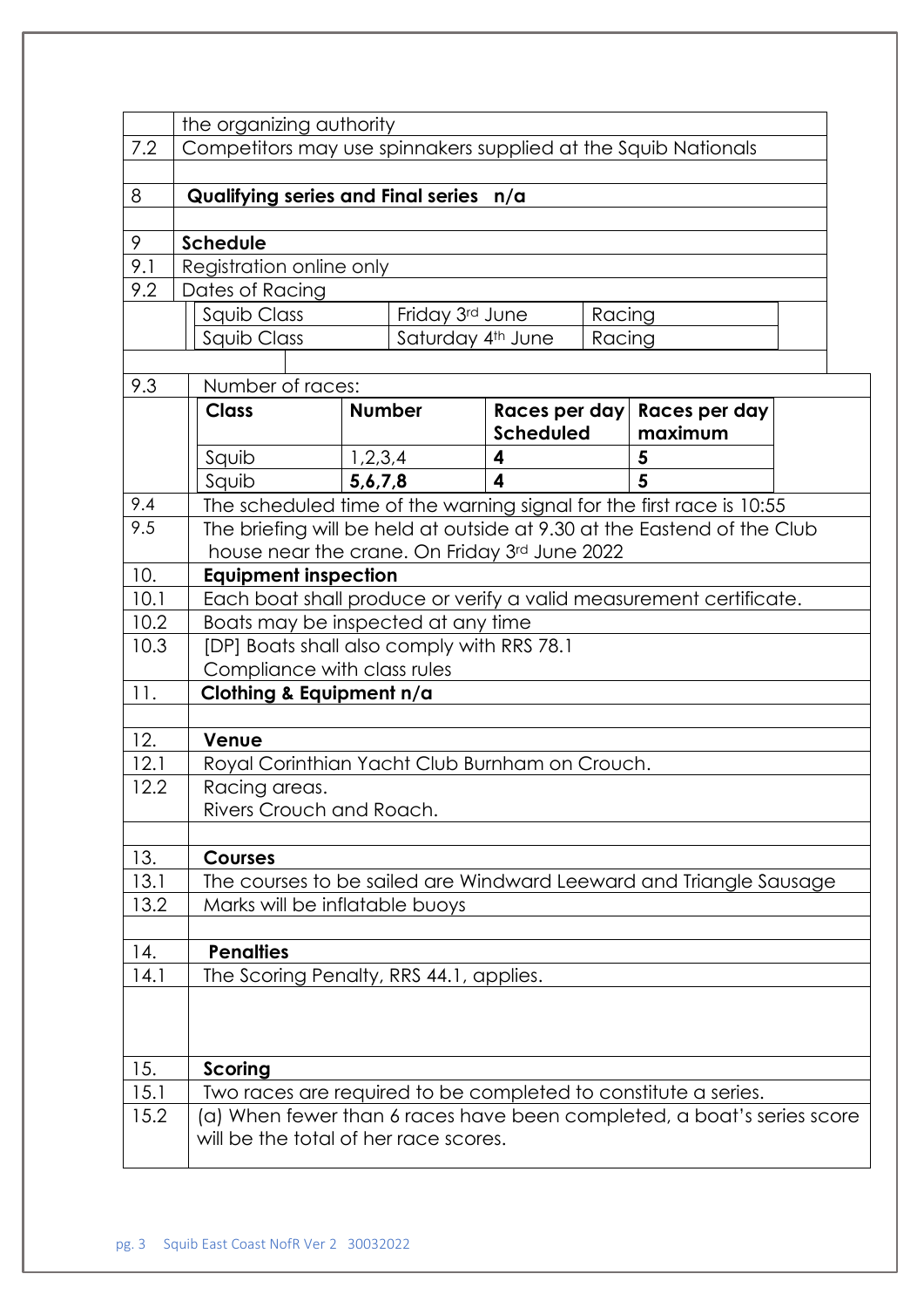| | |
|---|---|
| | the organizing authority |
| 7.2 | Competitors may use spinnakers supplied at the Squib Nationals |
| | |
| 8 | **Qualifying series and Final series n/a** |
| | |
| 9 | **Schedule** |
| 9.1 | Registration online only |
| 9.2 | Dates of Racing |

| | | |
|---|---|---|
| Squib Class | Friday 3rd June | Racing |
| Squib Class | Saturday 4th June | Racing |

| | |
|---|---|
| 9.3 | Number of races: |

| Class | Number | Races per day Scheduled | Races per day maximum |
|---|---|---|---|
| Squib | 1,2,3,4 | **4** | **5** |
| Squib | **5,6,7,8** | **4** | **5** |

| | |
|---|---|
| 9.4 | The scheduled time of the warning signal for the first race is 10:55 |
| 9.5 | The briefing will be held at outside at 9.30 at the Eastend of the Club house near the crane. On Friday 3rd June 2022 |
| 10. | **Equipment inspection** |
| 10.1 | Each boat shall produce or verify a valid measurement certificate. |
| 10.2 | Boats may be inspected at any time |
| 10.3 | [DP] Boats shall also comply with RRS 78.1 Compliance with class rules |
| 11. | **Clothing & Equipment n/a** |
| | |
| 12. | **Venue** |
| 12.1 | Royal Corinthian Yacht Club Burnham on Crouch. |
| 12.2 | Racing areas. Rivers Crouch and Roach. |
| | |
| 13. | **Courses** |
| 13.1 | The courses to be sailed are Windward Leeward and Triangle Sausage |
| 13.2 | Marks will be inflatable buoys |
| | |
| 14. | **Penalties** |
| 14.1 | The Scoring Penalty, RRS 44.1, applies. |
| | |
| 15. | **Scoring** |
| 15.1 | Two races are required to be completed to constitute a series. |
| 15.2 | (a) When fewer than 6 races have been completed, a boat's series score will be the total of her race scores. |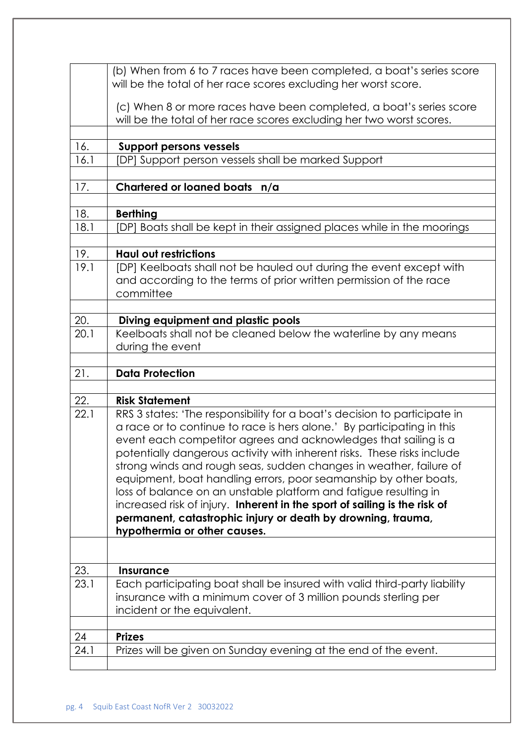|  |  |
|---|---|
|  | (b) When from 6 to 7 races have been completed, a boat's series score will be the total of her race scores excluding her worst score.<br><br>(c) When 8 or more races have been completed, a boat's series score will be the total of her race scores excluding her two worst scores. |
|  |  |
| 16. | **Support persons vessels** |
| 16.1 | [DP] Support person vessels shall be marked Support |
|  |  |
| 17. | **Chartered or loaned boats n/a** |
|  |  |
| 18. | **Berthing** |
| 18.1 | [DP] Boats shall be kept in their assigned places while in the moorings |
|  |  |
| 19. | **Haul out restrictions** |
| 19.1 | [DP] Keelboats shall not be hauled out during the event except with and according to the terms of prior written permission of the race committee |
|  |  |
| 20. | **Diving equipment and plastic pools** |
| 20.1 | Keelboats shall not be cleaned below the waterline by any means during the event |
|  |  |
| 21. | **Data Protection** |
|  |  |
| 22. | **Risk Statement** |
| 22.1 | RRS 3 states: 'The responsibility for a boat's decision to participate in a race or to continue to race is hers alone.' By participating in this event each competitor agrees and acknowledges that sailing is a potentially dangerous activity with inherent risks. These risks include strong winds and rough seas, sudden changes in weather, failure of equipment, boat handling errors, poor seamanship by other boats, loss of balance on an unstable platform and fatigue resulting in increased risk of injury. **Inherent in the sport of sailing is the risk of permanent, catastrophic injury or death by drowning, trauma, hypothermia or other causes.** |
|  |  |
| 23. | **Insurance** |
| 23.1 | Each participating boat shall be insured with valid third-party liability insurance with a minimum cover of 3 million pounds sterling per incident or the equivalent. |
|  |  |
| 24 | **Prizes** |
| 24.1 | Prizes will be given on Sunday evening at the end of the event. |
|  |  |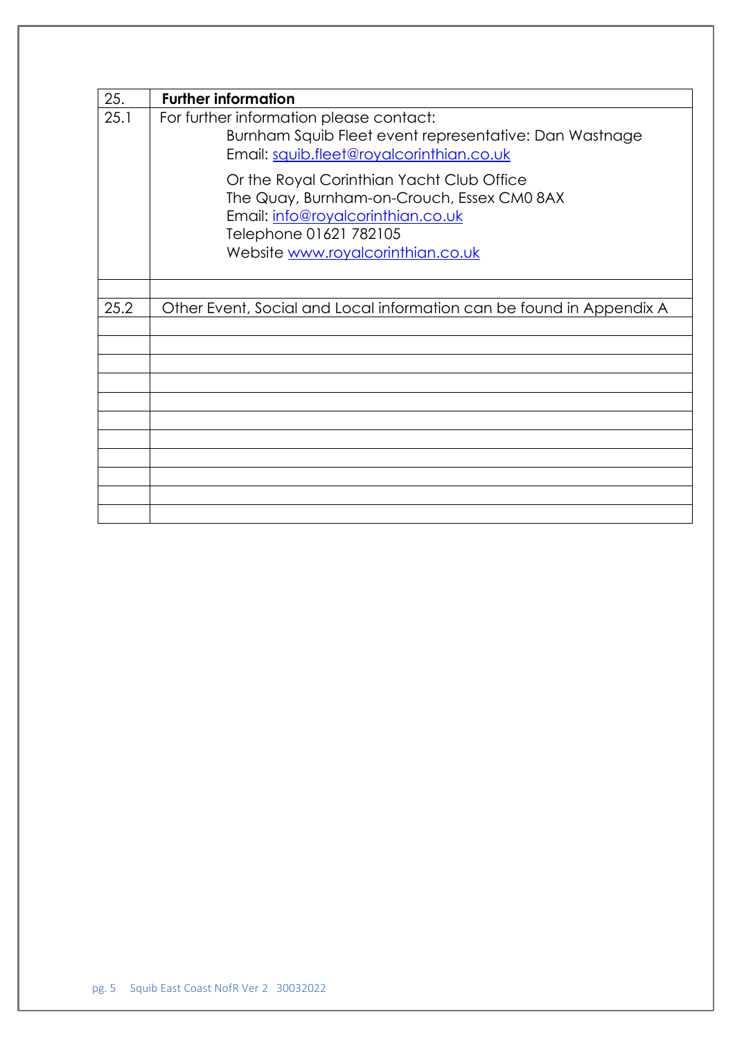| 25. | **Further information** |
|---|---|
| 25.1 | For further information please contact:<br>Burnham Squib Fleet event representative: Dan Wastnage<br>Email: squib.fleet@royalcorinthian.co.uk<br><br>Or the Royal Corinthian Yacht Club Office<br>The Quay, Burnham-on-Crouch, Essex CM0 8AX<br>Email: info@royalcorinthian.co.uk<br>Telephone 01621 782105<br>Website www.royalcorinthian.co.uk |
| | |
| 25.2 | Other Event, Social and Local information can be found in Appendix A |
| | |
| | |
| | |
| | |
| | |
| | |
| | |
| | |
| | |
| | |
| | |